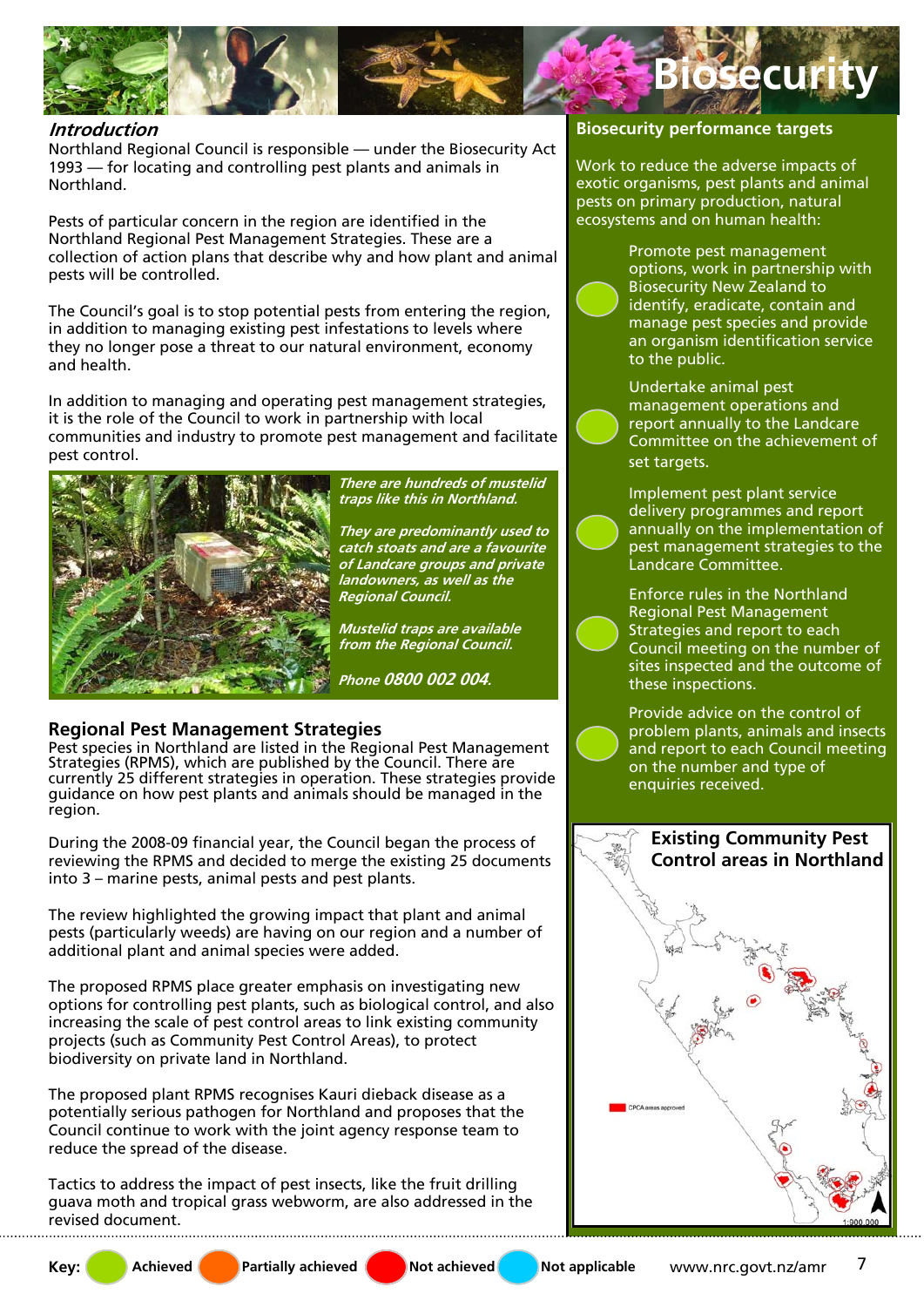# Biosecurity

## *Introduction*

Northland Regional Council is responsible — under the Biosecurity Act 1993 — for locating and controlling pest plants and animals in Northland.

Pests of particular concern in the region are identified in the Northland Regional Pest Management Strategies. These are a collection of action plans that describe why and how plant and animal pests will be controlled.

The Council's goal is to stop potential pests from entering the region, in addition to managing existing pest infestations to levels where they no longer pose a threat to our natural environment, economy and health.

In addition to managing and operating pest management strategies, it is the role of the Council to work in partnership with local communities and industry to promote pest management and facilitate pest control.

*There are hundreds of mustelid traps like this in Northland.*

*They are predominantly used to catch stoats and are a favourite of Landcare groups and private landowners, as well as the Regional Council.*

*Mustelid traps are available from the Regional Council.*

*Phone 0800 002 004.*

## Regional Pest Management Strategies

Pest species in Northland are listed in the Regional Pest Management Strategies (RPMS), which are published by the Council. There are currently 25 different strategies in operation. These strategies provide guidance on how pest plants and animals should be managed in the region.

During the 2008-09 financial year, the Council began the process of reviewing the RPMS and decided to merge the existing 25 documents into 3 – marine pests, animal pests and pest plants.

The review highlighted the growing impact that plant and animal pests (particularly weeds) are having on our region and a number of additional plant and animal species were added.

The proposed RPMS place greater emphasis on investigating new options for controlling pest plants, such as biological control, and also increasing the scale of pest control areas to link existing community projects (such as Community Pest Control Areas), to protect biodiversity on private land in Northland.

The proposed plant RPMS recognises Kauri dieback disease as a potentially serious pathogen for Northland and proposes that the Council continue to work with the joint agency response team to reduce the spread of the disease.

Tactics to address the impact of pest insects, like the fruit drilling guava moth and tropical grass webworm, are also addressed in the revised document.

## Biosecurity performance targets

Work to reduce the adverse impacts of exotic organisms, pest plants and animal pests on primary production, natural ecosystems and on human health:

- (Achieved) Promote pest management options, work in partnership with Biosecurity New Zealand to identify, eradicate, contain and manage pest species and provide an organism identification service to the public.
- (Achieved) Undertake animal pest management operations and report annually to the Landcare Committee on the achievement of set targets.
- (Achieved) Implement pest plant service delivery programmes and report annually on the implementation of pest management strategies to the Landcare Committee.
- (Achieved) Enforce rules in the Northland Regional Pest Management Strategies and report to each Council meeting on the number of sites inspected and the outcome of these inspections.
- (Achieved) Provide advice on the control of problem plants, animals and insects and report to each Council meeting on the number and type of enquiries received.

### Existing Community Pest Control areas in Northland

CPCA areas approved

1:900,000

**Key:** Achieved | Partially achieved | Not achieved | Not applicable

www.nrc.govt.nz/amr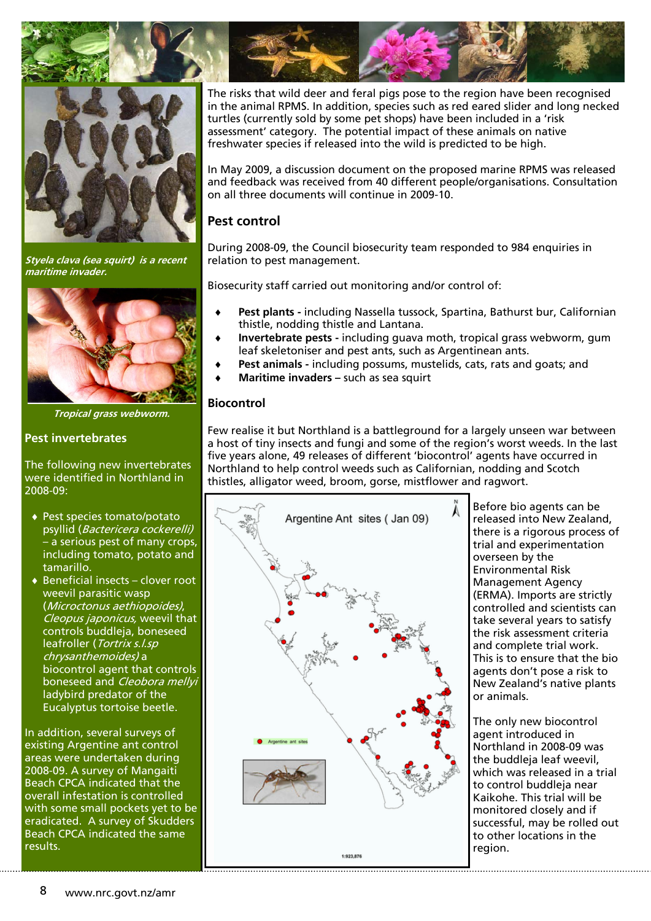The risks that wild deer and feral pigs pose to the region have been recognised in the animal RPMS. In addition, species such as red eared slider and long necked turtles (currently sold by some pet shops) have been included in a 'risk assessment' category. The potential impact of these animals on native freshwater species if released into the wild is predicted to be high.

In May 2009, a discussion document on the proposed marine RPMS was released and feedback was received from 40 different people/organisations. Consultation on all three documents will continue in 2009-10.

## Pest control

During 2008-09, the Council biosecurity team responded to 984 enquiries in relation to pest management.

Biosecurity staff carried out monitoring and/or control of:

- **Pest plants -** including Nassella tussock, Spartina, Bathurst bur, Californian thistle, nodding thistle and Lantana.
- **Invertebrate pests -** including guava moth, tropical grass webworm, gum leaf skeletoniser and pest ants, such as Argentinean ants.
- **Pest animals -** including possums, mustelids, cats, rats and goats; and
- **Maritime invaders –** such as sea squirt

## Biocontrol

Few realise it but Northland is a battleground for a largely unseen war between a host of tiny insects and fungi and some of the region's worst weeds. In the last five years alone, 49 releases of different 'biocontrol' agents have occurred in Northland to help control weeds such as Californian, nodding and Scotch thistles, alligator weed, broom, gorse, mistflower and ragwort.

Argentine Ant sites ( Jan 09)

Argentine ant sites

1:923,876

Before bio agents can be released into New Zealand, there is a rigorous process of trial and experimentation overseen by the Environmental Risk Management Agency (ERMA). Imports are strictly controlled and scientists can take several years to satisfy the risk assessment criteria and complete trial work. This is to ensure that the bio agents don't pose a risk to New Zealand's native plants or animals.

The only new biocontrol agent introduced in Northland in 2008-09 was the buddleja leaf weevil, which was released in a trial to control buddleja near Kaikohe. This trial will be monitored closely and if successful, may be rolled out to other locations in the region.

***Styela clava* (sea squirt) *is a recent maritime invader.***

***Tropical grass webworm.***

## Pest invertebrates

The following new invertebrates were identified in Northland in 2008-09:

- Pest species tomato/potato psyllid (*Bactericera cockerelli*) – a serious pest of many crops, including tomato, potato and tamarillo.
- Beneficial insects – clover root weevil parasitic wasp (*Microctonus aethiopoides*), *Cleopus japonicus,* weevil that controls buddleja, boneseed leafroller (*Tortrix s.l.sp chrysanthemoides)* a biocontrol agent that controls boneseed and *Cleobora mellyi* ladybird predator of the Eucalyptus tortoise beetle.

In addition, several surveys of existing Argentine ant control areas were undertaken during 2008-09. A survey of Mangaiti Beach CPCA indicated that the overall infestation is controlled with some small pockets yet to be eradicated. A survey of Skudders Beach CPCA indicated the same results.